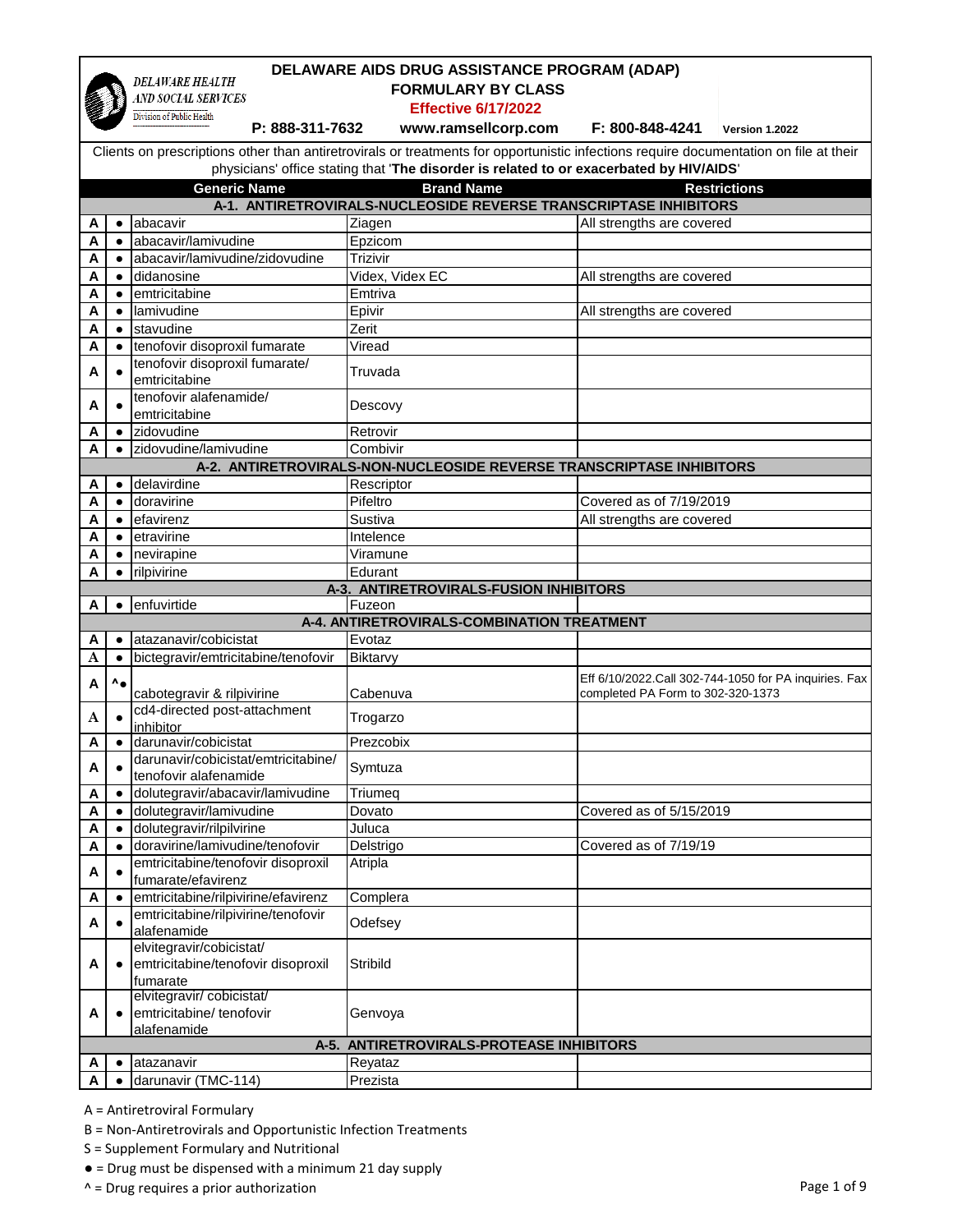DELAWARE HEALTH AND SOCIAL SERVICES
Division of Public Health

# DELAWARE AIDS DRUG ASSISTANCE PROGRAM (ADAP)
## FORMULARY BY CLASS

**Effective 6/17/2022**

**P: 888-311-7632** **www.ramsellcorp.com** **F: 800-848-4241** **Version 1.2022**

Clients on prescriptions other than antiretrovirals or treatments for opportunistic infections require documentation on file at their physicians' office stating that '**The disorder is related to or exacerbated by HIV/AIDS**'

| | | Generic Name | Brand Name | Restrictions |
|---|---|---|---|---|
| | | **A-1. ANTIRETROVIRALS-NUCLEOSIDE REVERSE TRANSCRIPTASE INHIBITORS** | | |
| A | ● | abacavir | Ziagen | All strengths are covered |
| A | ● | abacavir/lamivudine | Epzicom | |
| A | ● | abacavir/lamivudine/zidovudine | Trizivir | |
| A | ● | didanosine | Videx, Videx EC | All strengths are covered |
| A | ● | emtricitabine | Emtriva | |
| A | ● | lamivudine | Epivir | All strengths are covered |
| A | ● | stavudine | Zerit | |
| A | ● | tenofovir disoproxil fumarate | Viread | |
| A | ● | tenofovir disoproxil fumarate/ emtricitabine | Truvada | |
| A | ● | tenofovir alafenamide/ emtricitabine | Descovy | |
| A | ● | zidovudine | Retrovir | |
| A | ● | zidovudine/lamivudine | Combivir | |
| | | **A-2. ANTIRETROVIRALS-NON-NUCLEOSIDE REVERSE TRANSCRIPTASE INHIBITORS** | | |
| A | ● | delavirdine | Rescriptor | |
| A | ● | doravirine | Pifeltro | Covered as of 7/19/2019 |
| A | ● | efavirenz | Sustiva | All strengths are covered |
| A | ● | etravirine | Intelence | |
| A | ● | nevirapine | Viramune | |
| A | ● | rilpivirine | Edurant | |
| | | **A-3. ANTIRETROVIRALS-FUSION INHIBITORS** | | |
| A | ● | enfuvirtide | Fuzeon | |
| | | **A-4. ANTIRETROVIRALS-COMBINATION TREATMENT** | | |
| A | ● | atazanavir/cobicistat | Evotaz | |
| A | ● | bictegravir/emtricitabine/tenofovir | Biktarvy | |
| A | ^● | cabotegravir & rilpivirine | Cabenuva | Eff 6/10/2022.Call 302-744-1050 for PA inquiries. Fax completed PA Form to 302-320-1373 |
| A | ● | cd4-directed post-attachment inhibitor | Trogarzo | |
| A | ● | darunavir/cobicistat | Prezcobix | |
| A | ● | darunavir/cobicistat/emtricitabine/ tenofovir alafenamide | Symtuza | |
| A | ● | dolutegravir/abacavir/lamivudine | Triumeq | |
| A | ● | dolutegravir/lamivudine | Dovato | Covered as of 5/15/2019 |
| A | ● | dolutegravir/rilpilvirine | Juluca | |
| A | ● | doravirine/lamivudine/tenofovir | Delstrigo | Covered as of 7/19/19 |
| A | ● | emtricitabine/tenofovir disoproxil fumarate/efavirenz | Atripla | |
| A | ● | emtricitabine/rilpivirine/efavirenz | Complera | |
| A | ● | emtricitabine/rilpivirine/tenofovir alafenamide | Odefsey | |
| A | ● | elvitegravir/cobicistat/ emtricitabine/tenofovir disoproxil fumarate | Stribild | |
| A | ● | elvitegravir/ cobicistat/ emtricitabine/ tenofovir alafenamide | Genvoya | |
| | | **A-5. ANTIRETROVIRALS-PROTEASE INHIBITORS** | | |
| A | ● | atazanavir | Reyataz | |
| A | ● | darunavir (TMC-114) | Prezista | |

A = Antiretroviral Formulary

B = Non-Antiretrovirals and Opportunistic Infection Treatments

S = Supplement Formulary and Nutritional

● = Drug must be dispensed with a minimum 21 day supply

^ = Drug requires a prior authorization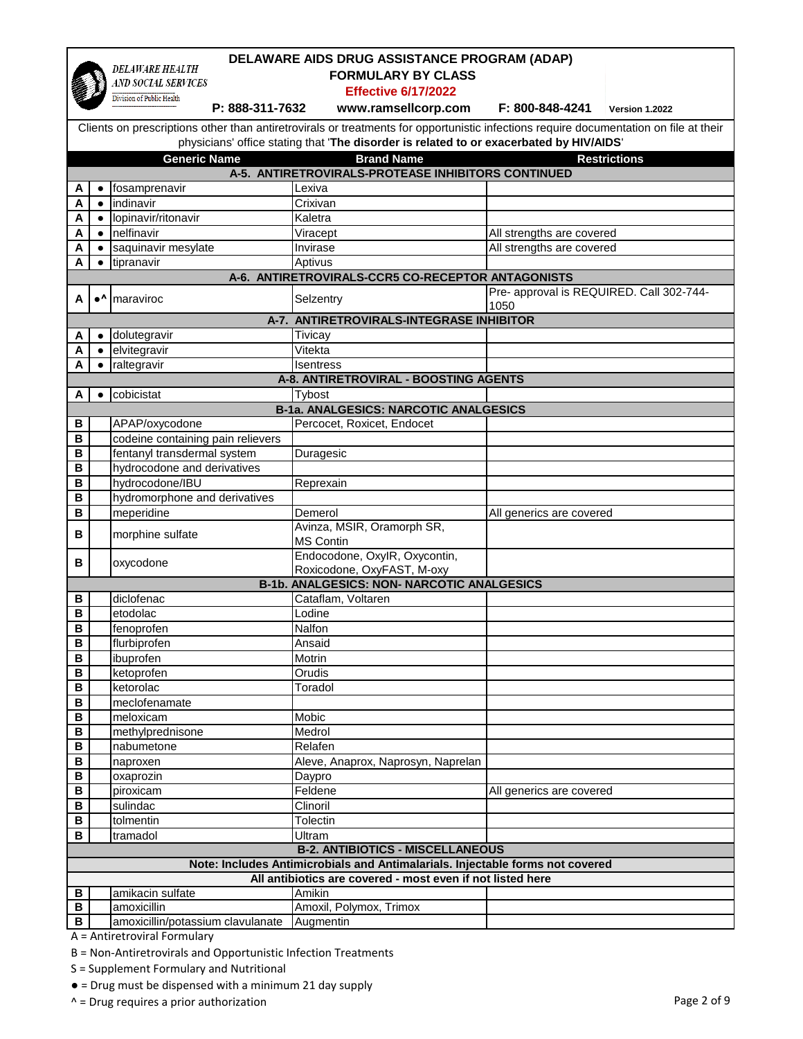# DELAWARE AIDS DRUG ASSISTANCE PROGRAM (ADAP)

## FORMULARY BY CLASS

**Effective 6/17/2022**

DELAWARE HEALTH AND SOCIAL SERVICES
Division of Public Health

P: 888-311-7632 www.ramsellcorp.com F: 800-848-4241 Version 1.2022

Clients on prescriptions other than antiretrovirals or treatments for opportunistic infections require documentation on file at their physicians' office stating that '**The disorder is related to or exacerbated by HIV/AIDS**'

| | | Generic Name | Brand Name | Restrictions |
|---|---|---|---|---|
| | | **A-5. ANTIRETROVIRALS-PROTEASE INHIBITORS CONTINUED** | | |
| A | ● | fosamprenavir | Lexiva | |
| A | ● | indinavir | Crixivan | |
| A | ● | lopinavir/ritonavir | Kaletra | |
| A | ● | nelfinavir | Viracept | All strengths are covered |
| A | ● | saquinavir mesylate | Invirase | All strengths are covered |
| A | ● | tipranavir | Aptivus | |
| | | **A-6. ANTIRETROVIRALS-CCR5 CO-RECEPTOR ANTAGONISTS** | | |
| A | ●^ | maraviroc | Selzentry | Pre- approval is REQUIRED. Call 302-744-1050 |
| | | **A-7. ANTIRETROVIRALS-INTEGRASE INHIBITOR** | | |
| A | ● | dolutegravir | Tivicay | |
| A | ● | elvitegravir | Vitekta | |
| A | ● | raltegravir | Isentress | |
| | | **A-8. ANTIRETROVIRAL - BOOSTING AGENTS** | | |
| A | ● | cobicistat | Tybost | |
| | | **B-1a. ANALGESICS: NARCOTIC ANALGESICS** | | |
| B | | APAP/oxycodone | Percocet, Roxicet, Endocet | |
| B | | codeine containing pain relievers | | |
| B | | fentanyl transdermal system | Duragesic | |
| B | | hydrocodone and derivatives | | |
| B | | hydrocodone/IBU | Reprexain | |
| B | | hydromorphone and derivatives | | |
| B | | meperidine | Demerol | All generics are covered |
| B | | morphine sulfate | Avinza, MSIR, Oramorph SR, MS Contin | |
| B | | oxycodone | Endocodone, OxyIR, Oxycontin, Roxicodone, OxyFAST, M-oxy | |
| | | **B-1b. ANALGESICS: NON- NARCOTIC ANALGESICS** | | |
| B | | diclofenac | Cataflam, Voltaren | |
| B | | etodolac | Lodine | |
| B | | fenoprofen | Nalfon | |
| B | | flurbiprofen | Ansaid | |
| B | | ibuprofen | Motrin | |
| B | | ketoprofen | Orudis | |
| B | | ketorolac | Toradol | |
| B | | meclofenamate | | |
| B | | meloxicam | Mobic | |
| B | | methylprednisone | Medrol | |
| B | | nabumetone | Relafen | |
| B | | naproxen | Aleve, Anaprox, Naprosyn, Naprelan | |
| B | | oxaprozin | Daypro | |
| B | | piroxicam | Feldene | All generics are covered |
| B | | sulindac | Clinoril | |
| B | | tolmentin | Tolectin | |
| B | | tramadol | Ultram | |
| | | **B-2. ANTIBIOTICS - MISCELLANEOUS** | | |
| | | **Note: Includes Antimicrobials and Antimalarials. Injectable forms not covered** | | |
| | | **All antibiotics are covered - most even if not listed here** | | |
| B | | amikacin sulfate | Amikin | |
| B | | amoxicillin | Amoxil, Polymox, Trimox | |
| B | | amoxicillin/potassium clavulanate | Augmentin | |

A = Antiretroviral Formulary

B = Non-Antiretrovirals and Opportunistic Infection Treatments

S = Supplement Formulary and Nutritional

● = Drug must be dispensed with a minimum 21 day supply

^ = Drug requires a prior authorization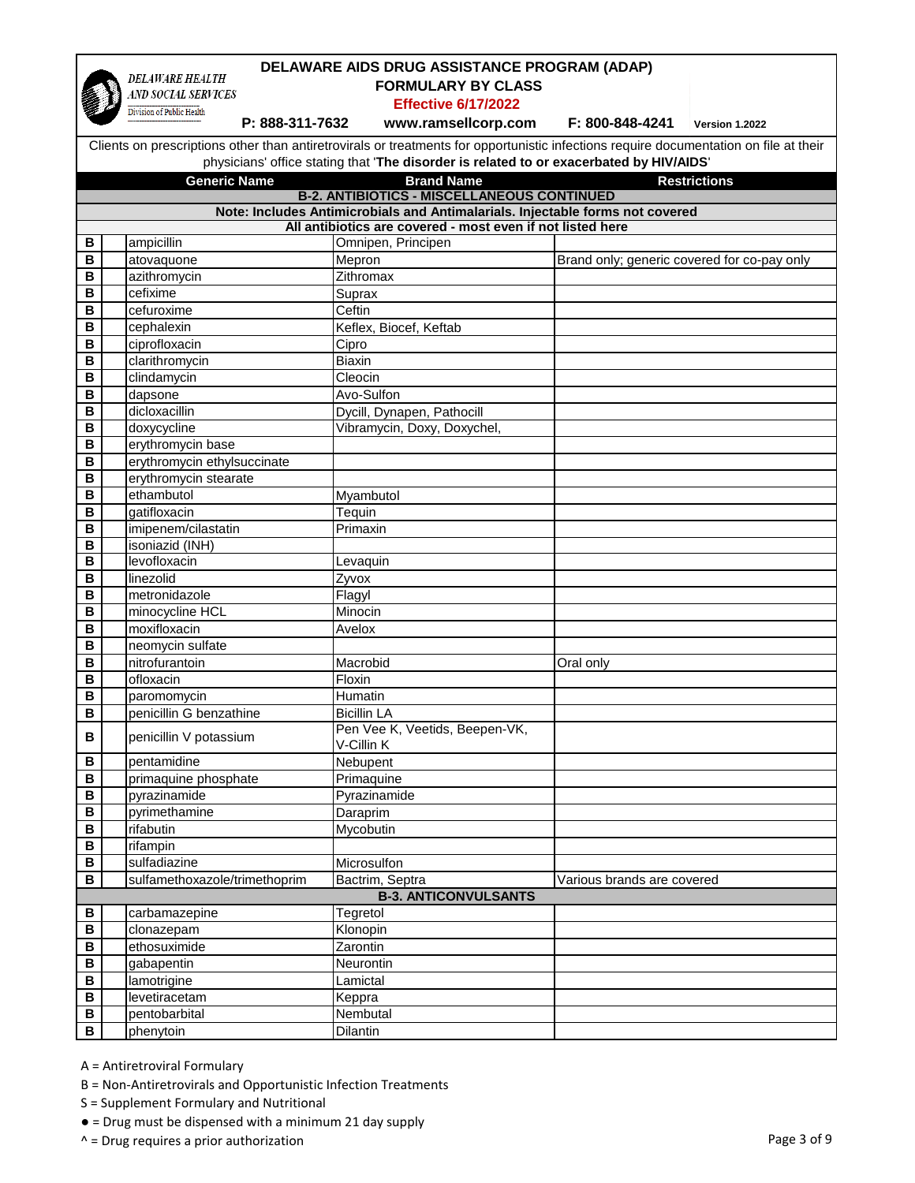# DELAWARE AIDS DRUG ASSISTANCE PROGRAM (ADAP)

## FORMULARY BY CLASS

**Effective 6/17/2022**

DELAWARE HEALTH AND SOCIAL SERVICES
Division of Public Health

P: 888-311-7632 www.ramsellcorp.com F: 800-848-4241 Version 1.2022

Clients on prescriptions other than antiretrovirals or treatments for opportunistic infections require documentation on file at their physicians' office stating that '**The disorder is related to or exacerbated by HIV/AIDS**'

| | | Generic Name | Brand Name | Restrictions |
|---|---|---|---|---|
| | | | **B-2. ANTIBIOTICS - MISCELLANEOUS CONTINUED** | |
| | | | **Note: Includes Antimicrobials and Antimalarials. Injectable forms not covered** | |
| | | | **All antibiotics are covered - most even if not listed here** | |
| B | | ampicillin | Omnipen, Principen | |
| B | | atovaquone | Mepron | Brand only; generic covered for co-pay only |
| B | | azithromycin | Zithromax | |
| B | | cefixime | Suprax | |
| B | | cefuroxime | Ceftin | |
| B | | cephalexin | Keflex, Biocef, Keftab | |
| B | | ciprofloxacin | Cipro | |
| B | | clarithromycin | Biaxin | |
| B | | clindamycin | Cleocin | |
| B | | dapsone | Avo-Sulfon | |
| B | | dicloxacillin | Dycill, Dynapen, Pathocill | |
| B | | doxycycline | Vibramycin, Doxy, Doxychel, | |
| B | | erythromycin base | | |
| B | | erythromycin ethylsuccinate | | |
| B | | erythromycin stearate | | |
| B | | ethambutol | Myambutol | |
| B | | gatifloxacin | Tequin | |
| B | | imipenem/cilastatin | Primaxin | |
| B | | isoniazid (INH) | | |
| B | | levofloxacin | Levaquin | |
| B | | linezolid | Zyvox | |
| B | | metronidazole | Flagyl | |
| B | | minocycline HCL | Minocin | |
| B | | moxifloxacin | Avelox | |
| B | | neomycin sulfate | | |
| B | | nitrofurantoin | Macrobid | Oral only |
| B | | ofloxacin | Floxin | |
| B | | paromomycin | Humatin | |
| B | | penicillin G benzathine | Bicillin LA | |
| B | | penicillin V potassium | Pen Vee K, Veetids, Beepen-VK, V-Cillin K | |
| B | | pentamidine | Nebupent | |
| B | | primaquine phosphate | Primaquine | |
| B | | pyrazinamide | Pyrazinamide | |
| B | | pyrimethamine | Daraprim | |
| B | | rifabutin | Mycobutin | |
| B | | rifampin | | |
| B | | sulfadiazine | Microsulfon | |
| B | | sulfamethoxazole/trimethoprim | Bactrim, Septra | Various brands are covered |
| | | | **B-3. ANTICONVULSANTS** | |
| B | | carbamazepine | Tegretol | |
| B | | clonazepam | Klonopin | |
| B | | ethosuximide | Zarontin | |
| B | | gabapentin | Neurontin | |
| B | | lamotrigine | Lamictal | |
| B | | levetiracetam | Keppra | |
| B | | pentobarbital | Nembutal | |
| B | | phenytoin | Dilantin | |

A = Antiretroviral Formulary

B = Non-Antiretrovirals and Opportunistic Infection Treatments

S = Supplement Formulary and Nutritional

● = Drug must be dispensed with a minimum 21 day supply

^ = Drug requires a prior authorization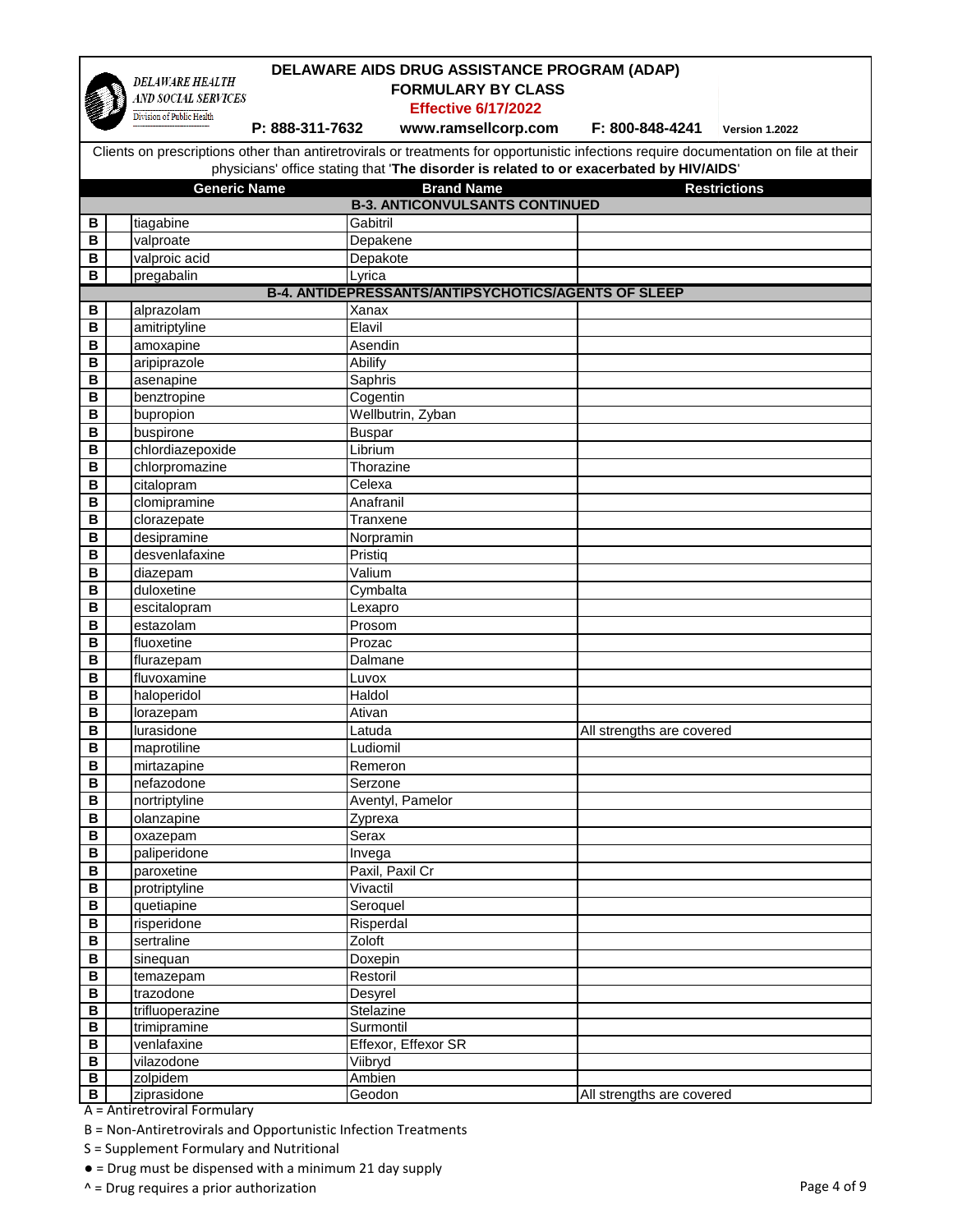# DELAWARE AIDS DRUG ASSISTANCE PROGRAM (ADAP)

## FORMULARY BY CLASS

**Effective 6/17/2022**

DELAWARE HEALTH AND SOCIAL SERVICES
Division of Public Health

**P: 888-311-7632** **www.ramsellcorp.com** **F: 800-848-4241** **Version 1.2022**

Clients on prescriptions other than antiretrovirals or treatments for opportunistic infections require documentation on file at their physicians' office stating that '**The disorder is related to or exacerbated by HIV/AIDS**'

| | | Generic Name | Brand Name | Restrictions |
|---|---|---|---|---|
| | | | **B-3. ANTICONVULSANTS CONTINUED** | |
| B | | tiagabine | Gabitril | |
| B | | valproate | Depakene | |
| B | | valproic acid | Depakote | |
| B | | pregabalin | Lyrica | |
| | | | **B-4. ANTIDEPRESSANTS/ANTIPSYCHOTICS/AGENTS OF SLEEP** | |
| B | | alprazolam | Xanax | |
| B | | amitriptyline | Elavil | |
| B | | amoxapine | Asendin | |
| B | | aripiprazole | Abilify | |
| B | | asenapine | Saphris | |
| B | | benztropine | Cogentin | |
| B | | bupropion | Wellbutrin, Zyban | |
| B | | buspirone | Buspar | |
| B | | chlordiazepoxide | Librium | |
| B | | chlorpromazine | Thorazine | |
| B | | citalopram | Celexa | |
| B | | clomipramine | Anafranil | |
| B | | clorazepate | Tranxene | |
| B | | desipramine | Norpramin | |
| B | | desvenlafaxine | Pristiq | |
| B | | diazepam | Valium | |
| B | | duloxetine | Cymbalta | |
| B | | escitalopram | Lexapro | |
| B | | estazolam | Prosom | |
| B | | fluoxetine | Prozac | |
| B | | flurazepam | Dalmane | |
| B | | fluvoxamine | Luvox | |
| B | | haloperidol | Haldol | |
| B | | lorazepam | Ativan | |
| B | | lurasidone | Latuda | All strengths are covered |
| B | | maprotiline | Ludiomil | |
| B | | mirtazapine | Remeron | |
| B | | nefazodone | Serzone | |
| B | | nortriptyline | Aventyl, Pamelor | |
| B | | olanzapine | Zyprexa | |
| B | | oxazepam | Serax | |
| B | | paliperidone | Invega | |
| B | | paroxetine | Paxil, Paxil Cr | |
| B | | protriptyline | Vivactil | |
| B | | quetiapine | Seroquel | |
| B | | risperidone | Risperdal | |
| B | | sertraline | Zoloft | |
| B | | sinequan | Doxepin | |
| B | | temazepam | Restoril | |
| B | | trazodone | Desyrel | |
| B | | trifluoperazine | Stelazine | |
| B | | trimipramine | Surmontil | |
| B | | venlafaxine | Effexor, Effexor SR | |
| B | | vilazodone | Viibryd | |
| B | | zolpidem | Ambien | |
| B | | ziprasidone | Geodon | All strengths are covered |

A = Antiretroviral Formulary

B = Non-Antiretrovirals and Opportunistic Infection Treatments

S = Supplement Formulary and Nutritional

● = Drug must be dispensed with a minimum 21 day supply

^ = Drug requires a prior authorization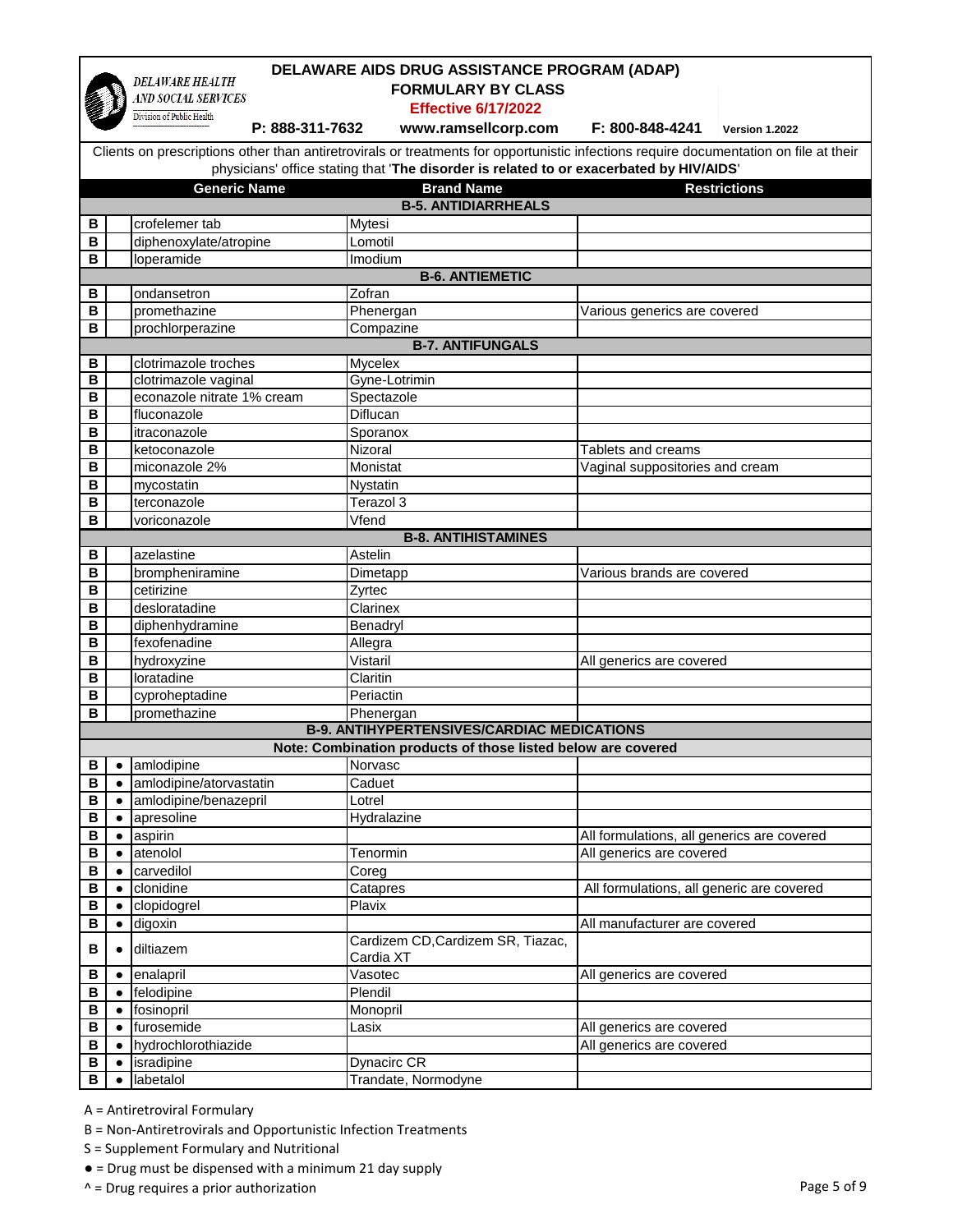# DELAWARE AIDS DRUG ASSISTANCE PROGRAM (ADAP)

## FORMULARY BY CLASS

**Effective 6/17/2022**

DELAWARE HEALTH AND SOCIAL SERVICES
Division of Public Health

**P: 888-311-7632** **www.ramsellcorp.com** **F: 800-848-4241** **Version 1.2022**

Clients on prescriptions other than antiretrovirals or treatments for opportunistic infections require documentation on file at their physicians' office stating that '**The disorder is related to or exacerbated by HIV/AIDS**'

| | | Generic Name | Brand Name | Restrictions |
|---|---|---|---|---|
| | | | **B-5. ANTIDIARRHEALS** | |
| B | | crofelemer tab | Mytesi | |
| B | | diphenoxylate/atropine | Lomotil | |
| B | | loperamide | Imodium | |
| | | | **B-6. ANTIEMETIC** | |
| B | | ondansetron | Zofran | |
| B | | promethazine | Phenergan | Various generics are covered |
| B | | prochlorperazine | Compazine | |
| | | | **B-7. ANTIFUNGALS** | |
| B | | clotrimazole troches | Mycelex | |
| B | | clotrimazole vaginal | Gyne-Lotrimin | |
| B | | econazole nitrate 1% cream | Spectazole | |
| B | | fluconazole | Diflucan | |
| B | | itraconazole | Sporanox | |
| B | | ketoconazole | Nizoral | Tablets and creams |
| B | | miconazole 2% | Monistat | Vaginal suppositories and cream |
| B | | mycostatin | Nystatin | |
| B | | terconazole | Terazol 3 | |
| B | | voriconazole | Vfend | |
| | | | **B-8. ANTIHISTAMINES** | |
| B | | azelastine | Astelin | |
| B | | brompheniramine | Dimetapp | Various brands are covered |
| B | | cetirizine | Zyrtec | |
| B | | desloratadine | Clarinex | |
| B | | diphenhydramine | Benadryl | |
| B | | fexofenadine | Allegra | |
| B | | hydroxyzine | Vistaril | All generics are covered |
| B | | loratadine | Claritin | |
| B | | cyproheptadine | Periactin | |
| B | | promethazine | Phenergan | |
| | | | **B-9. ANTIHYPERTENSIVES/CARDIAC MEDICATIONS** | |
| | | | **Note: Combination products of those listed below are covered** | |
| B | ● | amlodipine | Norvasc | |
| B | ● | amlodipine/atorvastatin | Caduet | |
| B | ● | amlodipine/benazepril | Lotrel | |
| B | ● | apresoline | Hydralazine | |
| B | ● | aspirin | | All formulations, all generics are covered |
| B | ● | atenolol | Tenormin | All generics are covered |
| B | ● | carvedilol | Coreg | |
| B | ● | clonidine | Catapres | All formulations, all generic are covered |
| B | ● | clopidogrel | Plavix | |
| B | ● | digoxin | | All manufacturer are covered |
| B | ● | diltiazem | Cardizem CD,Cardizem SR, Tiazac, Cardia XT | |
| B | ● | enalapril | Vasotec | All generics are covered |
| B | ● | felodipine | Plendil | |
| B | ● | fosinopril | Monopril | |
| B | ● | furosemide | Lasix | All generics are covered |
| B | ● | hydrochlorothiazide | | All generics are covered |
| B | ● | isradipine | Dynacirc CR | |
| B | ● | labetalol | Trandate, Normodyne | |

A = Antiretroviral Formulary

B = Non-Antiretrovirals and Opportunistic Infection Treatments

S = Supplement Formulary and Nutritional

● = Drug must be dispensed with a minimum 21 day supply

^ = Drug requires a prior authorization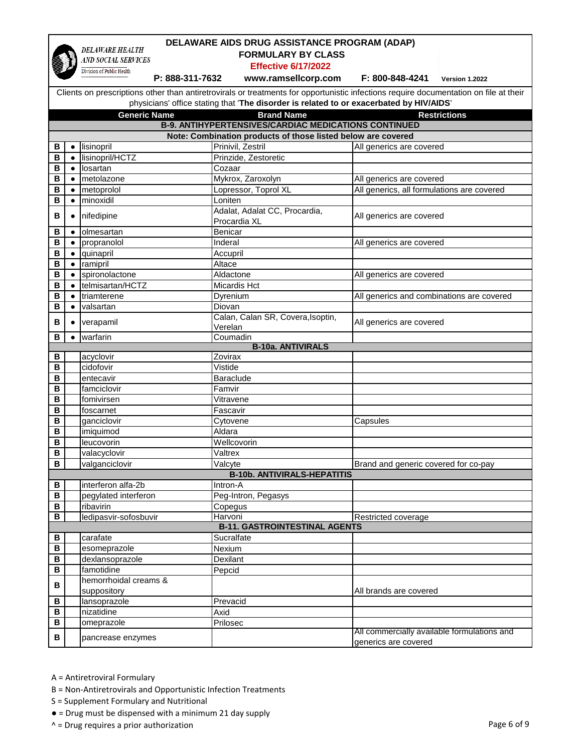# DELAWARE AIDS DRUG ASSISTANCE PROGRAM (ADAP)

## FORMULARY BY CLASS

**Effective 6/17/2022**

DELAWARE HEALTH AND SOCIAL SERVICES — Division of Public Health

**P: 888-311-7632** **www.ramsellcorp.com** **F: 800-848-4241** **Version 1.2022**

Clients on prescriptions other than antiretrovirals or treatments for opportunistic infections require documentation on file at their physicians' office stating that '**The disorder is related to or exacerbated by HIV/AIDS**'

| | | Generic Name | Brand Name | Restrictions |
|---|---|---|---|---|
| | | **B-9. ANTIHYPERTENSIVES/CARDIAC MEDICATIONS CONTINUED** | | |
| | | **Note: Combination products of those listed below are covered** | | |
| B | ● | lisinopril | Prinivil, Zestril | All generics are covered |
| B | ● | lisinopril/HCTZ | Prinzide, Zestoretic | |
| B | ● | losartan | Cozaar | |
| B | ● | metolazone | Mykrox, Zaroxolyn | All generics are covered |
| B | ● | metoprolol | Lopressor, Toprol XL | All generics, all formulations are covered |
| B | ● | minoxidil | Loniten | |
| B | ● | nifedipine | Adalat, Adalat CC, Procardia, Procardia XL | All generics are covered |
| B | ● | olmesartan | Benicar | |
| B | ● | propranolol | Inderal | All generics are covered |
| B | ● | quinapril | Accupril | |
| B | ● | ramipril | Altace | |
| B | ● | spironolactone | Aldactone | All generics are covered |
| B | ● | telmisartan/HCTZ | Micardis Hct | |
| B | ● | triamterene | Dyrenium | All generics and combinations are covered |
| B | ● | valsartan | Diovan | |
| B | ● | verapamil | Calan, Calan SR, Covera,Isoptin, Verelan | All generics are covered |
| B | ● | warfarin | Coumadin | |
| | | **B-10a. ANTIVIRALS** | | |
| B | | acyclovir | Zovirax | |
| B | | cidofovir | Vistide | |
| B | | entecavir | Baraclude | |
| B | | famciclovir | Famvir | |
| B | | fomivirsen | Vitravene | |
| B | | foscarnet | Fascavir | |
| B | | ganciclovir | Cytovene | Capsules |
| B | | imiquimod | Aldara | |
| B | | leucovorin | Wellcovorin | |
| B | | valacyclovir | Valtrex | |
| B | | valganciclovir | Valcyte | Brand and generic covered for co-pay |
| | | **B-10b. ANTIVIRALS-HEPATITIS** | | |
| B | | interferon alfa-2b | Intron-A | |
| B | | pegylated interferon | Peg-Intron, Pegasys | |
| B | | ribavirin | Copegus | |
| B | | ledipasvir-sofosbuvir | Harvoni | Restricted coverage |
| | | **B-11. GASTROINTESTINAL AGENTS** | | |
| B | | carafate | Sucralfate | |
| B | | esomeprazole | Nexium | |
| B | | dexlansoprazole | Dexilant | |
| B | | famotidine | Pepcid | |
| B | | hemorrhoidal creams & suppository | | All brands are covered |
| B | | lansoprazole | Prevacid | |
| B | | nizatidine | Axid | |
| B | | omeprazole | Prilosec | |
| B | | pancrease enzymes | | All commercially available formulations and generics are covered |

A = Antiretroviral Formulary

B = Non-Antiretrovirals and Opportunistic Infection Treatments

S = Supplement Formulary and Nutritional

● = Drug must be dispensed with a minimum 21 day supply

^ = Drug requires a prior authorization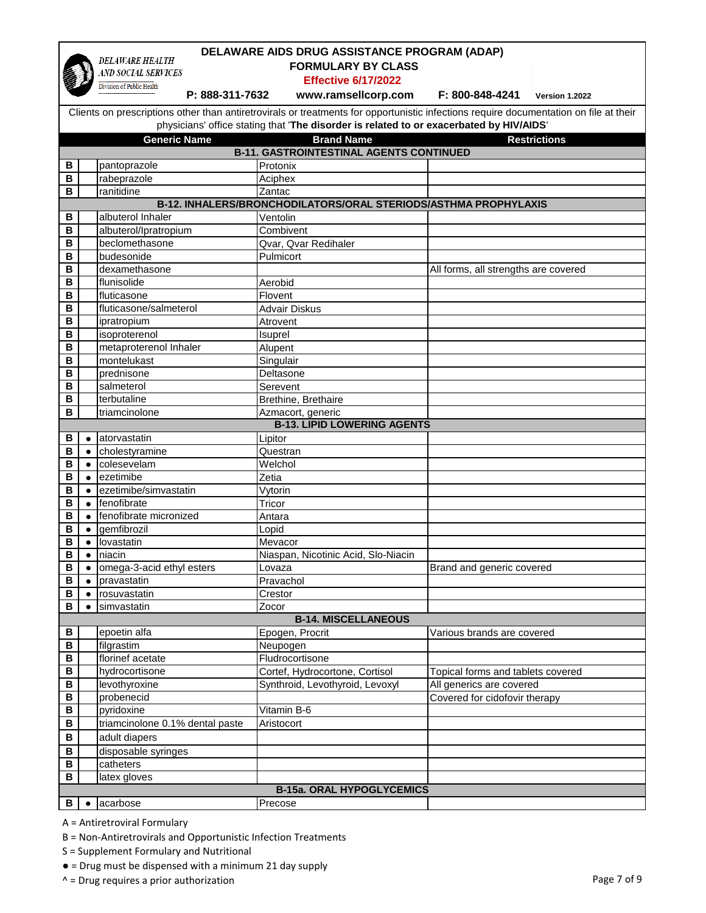DELAWARE HEALTH AND SOCIAL SERVICES
Division of Public Health

# DELAWARE AIDS DRUG ASSISTANCE PROGRAM (ADAP)
## FORMULARY BY CLASS
**Effective 6/17/2022**

P: 888-311-7632 www.ramsellcorp.com F: 800-848-4241 Version 1.2022

Clients on prescriptions other than antiretrovirals or treatments for opportunistic infections require documentation on file at their physicians' office stating that '**The disorder is related to or exacerbated by HIV/AIDS**'

| | | Generic Name | Brand Name | Restrictions |
|---|---|---|---|---|
| | | **B-11. GASTROINTESTINAL AGENTS CONTINUED** | | |
| B | | pantoprazole | Protonix | |
| B | | rabeprazole | Aciphex | |
| B | | ranitidine | Zantac | |
| | | **B-12. INHALERS/BRONCHODILATORS/ORAL STERIODS/ASTHMA PROPHYLAXIS** | | |
| B | | albuterol Inhaler | Ventolin | |
| B | | albuterol/Ipratropium | Combivent | |
| B | | beclomethasone | Qvar, Qvar Redihaler | |
| B | | budesonide | Pulmicort | |
| B | | dexamethasone | | All forms, all strengths are covered |
| B | | flunisolide | Aerobid | |
| B | | fluticasone | Flovent | |
| B | | fluticasone/salmeterol | Advair Diskus | |
| B | | ipratropium | Atrovent | |
| B | | isoproterenol | Isuprel | |
| B | | metaproterenol Inhaler | Alupent | |
| B | | montelukast | Singulair | |
| B | | prednisone | Deltasone | |
| B | | salmeterol | Serevent | |
| B | | terbutaline | Brethine, Brethaire | |
| B | | triamcinolone | Azmacort, generic | |
| | | **B-13. LIPID LOWERING AGENTS** | | |
| B | ● | atorvastatin | Lipitor | |
| B | ● | cholestyramine | Questran | |
| B | ● | colesevelam | Welchol | |
| B | ● | ezetimibe | Zetia | |
| B | ● | ezetimibe/simvastatin | Vytorin | |
| B | ● | fenofibrate | Tricor | |
| B | ● | fenofibrate micronized | Antara | |
| B | ● | gemfibrozil | Lopid | |
| B | ● | lovastatin | Mevacor | |
| B | ● | niacin | Niaspan, Nicotinic Acid, Slo-Niacin | |
| B | ● | omega-3-acid ethyl esters | Lovaza | Brand and generic covered |
| B | ● | pravastatin | Pravachol | |
| B | ● | rosuvastatin | Crestor | |
| B | ● | simvastatin | Zocor | |
| | | **B-14. MISCELLANEOUS** | | |
| B | | epoetin alfa | Epogen, Procrit | Various brands are covered |
| B | | filgrastim | Neupogen | |
| B | | florinef acetate | Fludrocortisone | |
| B | | hydrocortisone | Cortef, Hydrocortone, Cortisol | Topical forms and tablets covered |
| B | | levothyroxine | Synthroid, Levothyroid, Levoxyl | All generics are covered |
| B | | probenecid | | Covered for cidofovir therapy |
| B | | pyridoxine | Vitamin B-6 | |
| B | | triamcinolone 0.1% dental paste | Aristocort | |
| B | | adult diapers | | |
| B | | disposable syringes | | |
| B | | catheters | | |
| B | | latex gloves | | |
| | | **B-15a. ORAL HYPOGLYCEMICS** | | |
| B | ● | acarbose | Precose | |

A = Antiretroviral Formulary

B = Non-Antiretrovirals and Opportunistic Infection Treatments

S = Supplement Formulary and Nutritional

● = Drug must be dispensed with a minimum 21 day supply

^ = Drug requires a prior authorization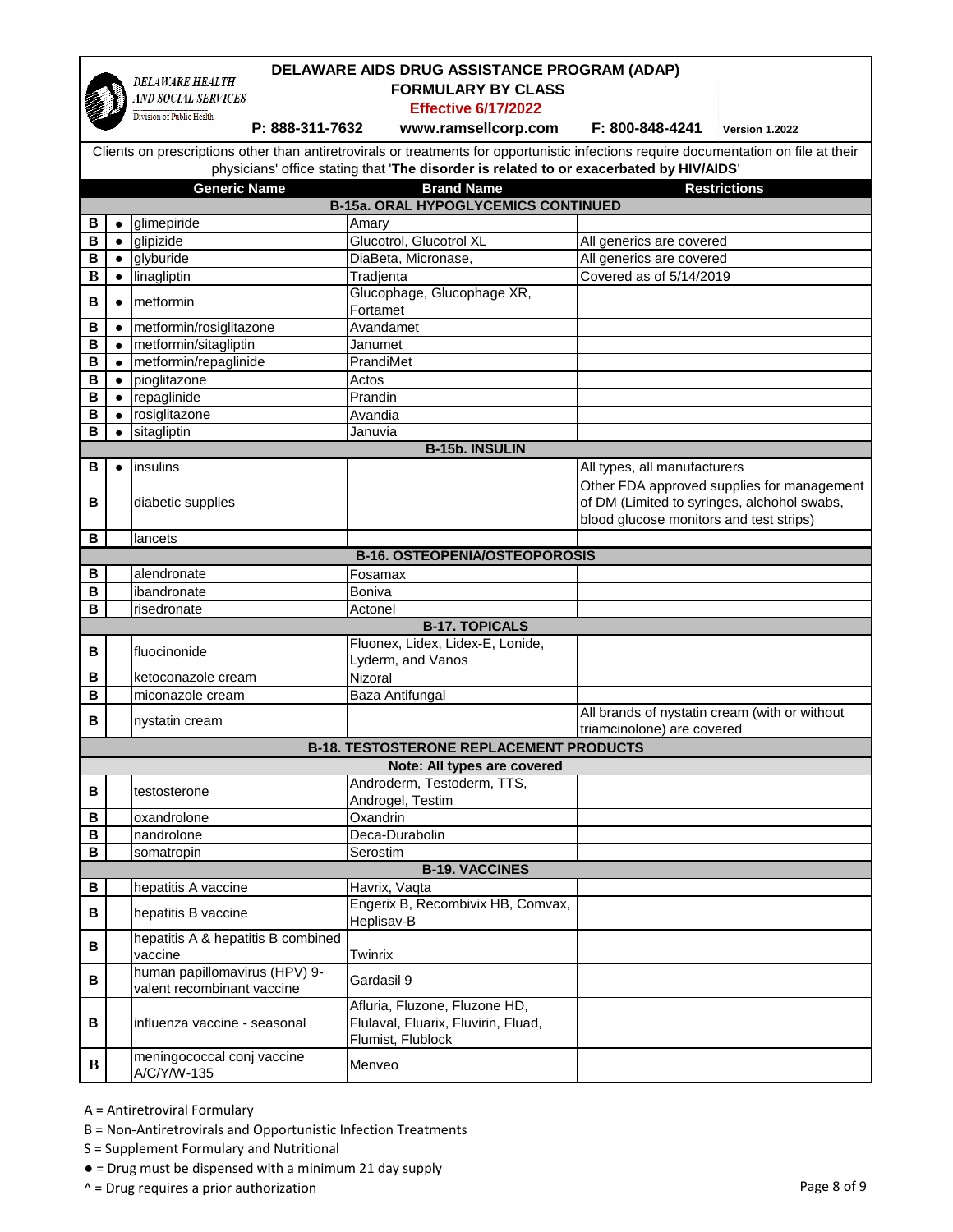**DELAWARE HEALTH AND SOCIAL SERVICES**
Division of Public Health

# DELAWARE AIDS DRUG ASSISTANCE PROGRAM (ADAP)
## FORMULARY BY CLASS
**Effective 6/17/2022**

**P: 888-311-7632** **www.ramsellcorp.com** **F: 800-848-4241** Version 1.2022

Clients on prescriptions other than antiretrovirals or treatments for opportunistic infections require documentation on file at their physicians' office stating that '**The disorder is related to or exacerbated by HIV/AIDS**'

| | | Generic Name | Brand Name | Restrictions |
|---|---|---|---|---|
| | | | **B-15a. ORAL HYPOGLYCEMICS CONTINUED** | |
| B | ● | glimepiride | Amary | |
| B | ● | glipizide | Glucotrol, Glucotrol XL | All generics are covered |
| B | ● | glyburide | DiaBeta, Micronase, | All generics are covered |
| B | ● | linagliptin | Tradjenta | Covered as of 5/14/2019 |
| B | ● | metformin | Glucophage, Glucophage XR, Fortamet | |
| B | ● | metformin/rosiglitazone | Avandamet | |
| B | ● | metformin/sitagliptin | Janumet | |
| B | ● | metformin/repaglinide | PrandiMet | |
| B | ● | pioglitazone | Actos | |
| B | ● | repaglinide | Prandin | |
| B | ● | rosiglitazone | Avandia | |
| B | ● | sitagliptin | Januvia | |
| | | | **B-15b. INSULIN** | |
| B | ● | insulins | | All types, all manufacturers |
| B | | diabetic supplies | | Other FDA approved supplies for management of DM (Limited to syringes, alchohol swabs, blood glucose monitors and test strips) |
| B | | lancets | | |
| | | | **B-16. OSTEOPENIA/OSTEOPOROSIS** | |
| B | | alendronate | Fosamax | |
| B | | ibandronate | Boniva | |
| B | | risedronate | Actonel | |
| | | | **B-17. TOPICALS** | |
| B | | fluocinonide | Fluonex, Lidex, Lidex-E, Lonide, Lyderm, and Vanos | |
| B | | ketoconazole cream | Nizoral | |
| B | | miconazole cream | Baza Antifungal | |
| B | | nystatin cream | | All brands of nystatin cream (with or without triamcinolone) are covered |
| | | | **B-18. TESTOSTERONE REPLACEMENT PRODUCTS** | |
| | | | **Note: All types are covered** | |
| B | | testosterone | Androderm, Testoderm, TTS, Androgel, Testim | |
| B | | oxandrolone | Oxandrin | |
| B | | nandrolone | Deca-Durabolin | |
| B | | somatropin | Serostim | |
| | | | **B-19. VACCINES** | |
| B | | hepatitis A vaccine | Havrix, Vaqta | |
| B | | hepatitis B vaccine | Engerix B, Recombivix HB, Comvax, Heplisav-B | |
| B | | hepatitis A & hepatitis B combined vaccine | Twinrix | |
| B | | human papillomavirus (HPV) 9-valent recombinant vaccine | Gardasil 9 | |
| B | | influenza vaccine - seasonal | Afluria, Fluzone, Fluzone HD, Flulaval, Fluarix, Fluvirin, Fluad, Flumist, Flublock | |
| B | | meningococcal conj vaccine A/C/Y/W-135 | Menveo | |

A = Antiretroviral Formulary
B = Non-Antiretrovirals and Opportunistic Infection Treatments
S = Supplement Formulary and Nutritional
● = Drug must be dispensed with a minimum 21 day supply
^ = Drug requires a prior authorization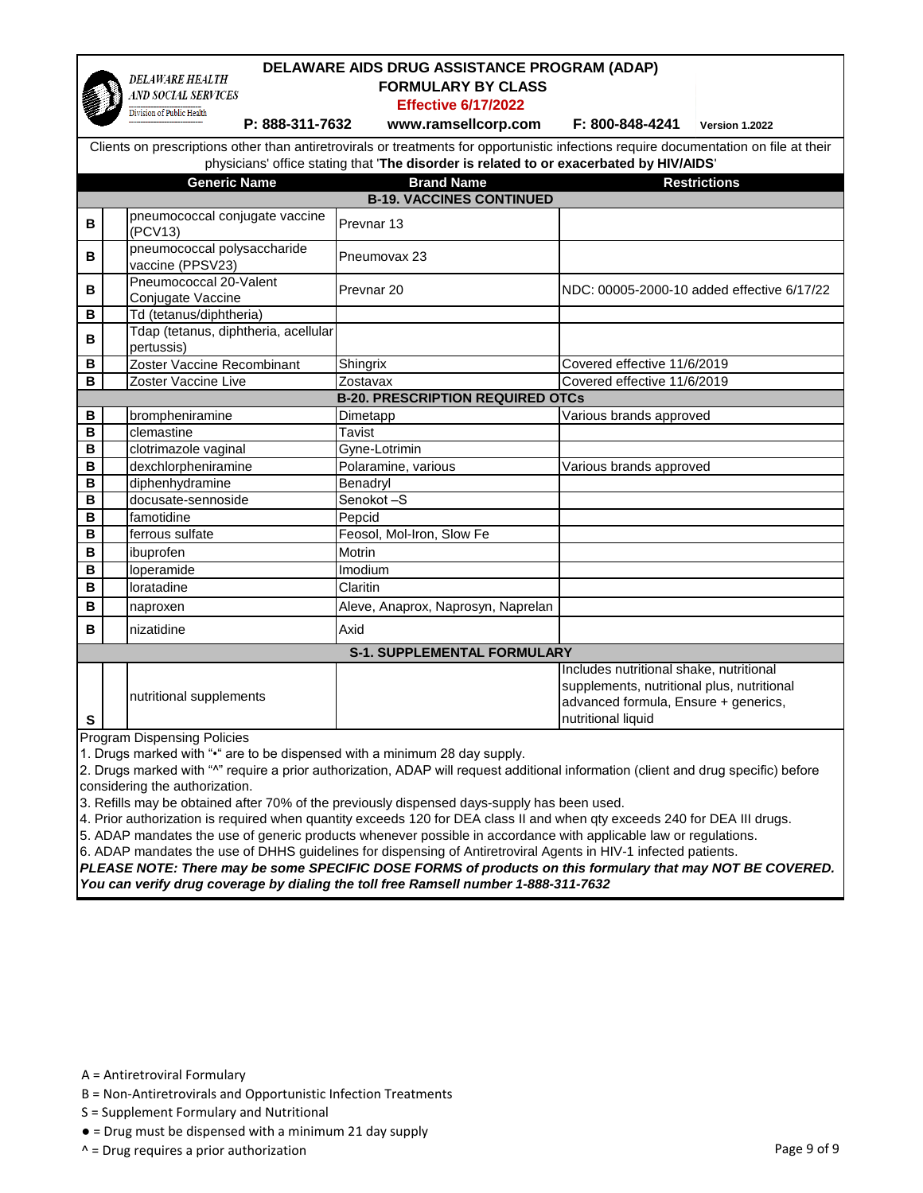# DELAWARE AIDS DRUG ASSISTANCE PROGRAM (ADAP)

## FORMULARY BY CLASS

**Effective 6/17/2022**

DELAWARE HEALTH AND SOCIAL SERVICES
Division of Public Health

**P: 888-311-7632** **www.ramsellcorp.com** **F: 800-848-4241** **Version 1.2022**

Clients on prescriptions other than antiretrovirals or treatments for opportunistic infections require documentation on file at their physicians' office stating that '**The disorder is related to or exacerbated by HIV/AIDS**'

| | | Generic Name | Brand Name | Restrictions |
|---|---|---|---|---|
| | | | **B-19. VACCINES CONTINUED** | |
| **B** | | pneumococcal conjugate vaccine (PCV13) | Prevnar 13 | |
| **B** | | pneumococcal polysaccharide vaccine (PPSV23) | Pneumovax 23 | |
| **B** | | Pneumococcal 20-Valent Conjugate Vaccine | Prevnar 20 | NDC: 00005-2000-10 added effective 6/17/22 |
| **B** | | Td (tetanus/diphtheria) | | |
| **B** | | Tdap (tetanus, diphtheria, acellular pertussis) | | |
| **B** | | Zoster Vaccine Recombinant | Shingrix | Covered effective 11/6/2019 |
| **B** | | Zoster Vaccine Live | Zostavax | Covered effective 11/6/2019 |
| | | | **B-20. PRESCRIPTION REQUIRED OTCs** | |
| **B** | | brompheniramine | Dimetapp | Various brands approved |
| **B** | | clemastine | Tavist | |
| **B** | | clotrimazole vaginal | Gyne-Lotrimin | |
| **B** | | dexchlorpheniramine | Polaramine, various | Various brands approved |
| **B** | | diphenhydramine | Benadryl | |
| **B** | | docusate-sennoside | Senokot –S | |
| **B** | | famotidine | Pepcid | |
| **B** | | ferrous sulfate | Feosol, Mol-Iron, Slow Fe | |
| **B** | | ibuprofen | Motrin | |
| **B** | | loperamide | Imodium | |
| **B** | | loratadine | Claritin | |
| **B** | | naproxen | Aleve, Anaprox, Naprosyn, Naprelan | |
| **B** | | nizatidine | Axid | |
| | | | **S-1. SUPPLEMENTAL FORMULARY** | |
| **S** | | nutritional supplements | | Includes nutritional shake, nutritional supplements, nutritional plus, nutritional advanced formula, Ensure + generics, nutritional liquid |

Program Dispensing Policies

1. Drugs marked with "•" are to be dispensed with a minimum 28 day supply.
2. Drugs marked with "^" require a prior authorization, ADAP will request additional information (client and drug specific) before considering the authorization.
3. Refills may be obtained after 70% of the previously dispensed days-supply has been used.
4. Prior authorization is required when quantity exceeds 120 for DEA class II and when qty exceeds 240 for DEA III drugs.
5. ADAP mandates the use of generic products whenever possible in accordance with applicable law or regulations.
6. ADAP mandates the use of DHHS guidelines for dispensing of Antiretroviral Agents in HIV-1 infected patients.

***PLEASE NOTE: There may be some SPECIFIC DOSE FORMS of products on this formulary that may NOT BE COVERED. You can verify drug coverage by dialing the toll free Ramsell number 1-888-311-7632***

A = Antiretroviral Formulary
B = Non-Antiretrovirals and Opportunistic Infection Treatments
S = Supplement Formulary and Nutritional
● = Drug must be dispensed with a minimum 21 day supply
^ = Drug requires a prior authorization